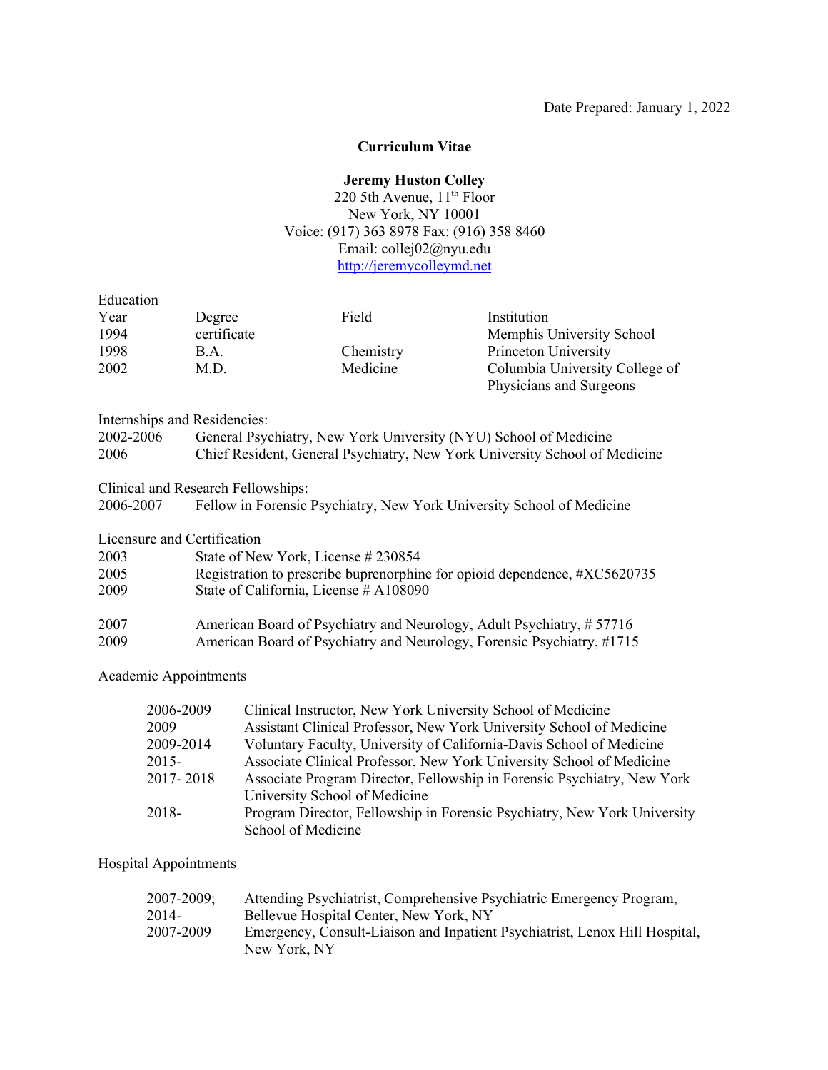Date Prepared: January 1, 2022

# Curriculum Vitae

**Jeremy Huston Colley**
220 5th Avenue, 11th Floor
New York, NY 10001
Voice: (917) 363 8978 Fax: (916) 358 8460
Email: collej02@nyu.edu
http://jeremycolleymd.net

## Education

| Year | Degree | Field | Institution |
|---|---|---|---|
| 1994 | certificate | | Memphis University School |
| 1998 | B.A. | Chemistry | Princeton University |
| 2002 | M.D. | Medicine | Columbia University College of Physicians and Surgeons |

## Internships and Residencies:

| | |
|---|---|
| 2002-2006 | General Psychiatry, New York University (NYU) School of Medicine |
| 2006 | Chief Resident, General Psychiatry, New York University School of Medicine |

## Clinical and Research Fellowships:

| | |
|---|---|
| 2006-2007 | Fellow in Forensic Psychiatry, New York University School of Medicine |

## Licensure and Certification

| | |
|---|---|
| 2003 | State of New York, License # 230854 |
| 2005 | Registration to prescribe buprenorphine for opioid dependence, #XC5620735 |
| 2009 | State of California, License # A108090 |
| | |
| 2007 | American Board of Psychiatry and Neurology, Adult Psychiatry, # 57716 |
| 2009 | American Board of Psychiatry and Neurology, Forensic Psychiatry, #1715 |

## Academic Appointments

| | |
|---|---|
| 2006-2009 | Clinical Instructor, New York University School of Medicine |
| 2009 | Assistant Clinical Professor, New York University School of Medicine |
| 2009-2014 | Voluntary Faculty, University of California-Davis School of Medicine |
| 2015- | Associate Clinical Professor, New York University School of Medicine |
| 2017- 2018 | Associate Program Director, Fellowship in Forensic Psychiatry, New York University School of Medicine |
| 2018- | Program Director, Fellowship in Forensic Psychiatry, New York University School of Medicine |

## Hospital Appointments

| | |
|---|---|
| 2007-2009; 2014- | Attending Psychiatrist, Comprehensive Psychiatric Emergency Program, Bellevue Hospital Center, New York, NY |
| 2007-2009 | Emergency, Consult-Liaison and Inpatient Psychiatrist, Lenox Hill Hospital, New York, NY |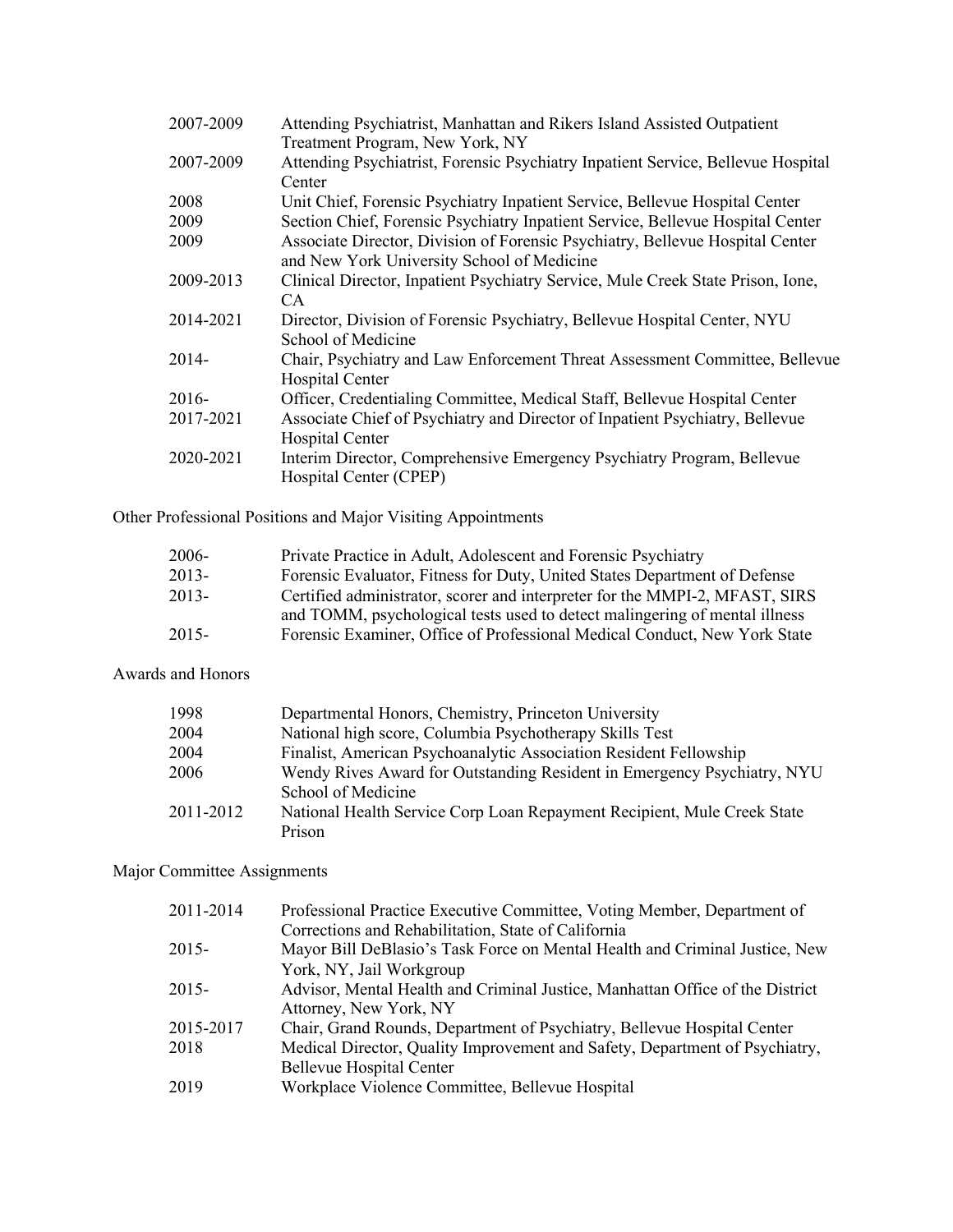| | |
|---|---|
| 2007-2009 | Attending Psychiatrist, Manhattan and Rikers Island Assisted Outpatient Treatment Program, New York, NY |
| 2007-2009 | Attending Psychiatrist, Forensic Psychiatry Inpatient Service, Bellevue Hospital Center |
| 2008 | Unit Chief, Forensic Psychiatry Inpatient Service, Bellevue Hospital Center |
| 2009 | Section Chief, Forensic Psychiatry Inpatient Service, Bellevue Hospital Center |
| 2009 | Associate Director, Division of Forensic Psychiatry, Bellevue Hospital Center and New York University School of Medicine |
| 2009-2013 | Clinical Director, Inpatient Psychiatry Service, Mule Creek State Prison, Ione, CA |
| 2014-2021 | Director, Division of Forensic Psychiatry, Bellevue Hospital Center, NYU School of Medicine |
| 2014- | Chair, Psychiatry and Law Enforcement Threat Assessment Committee, Bellevue Hospital Center |
| 2016- | Officer, Credentialing Committee, Medical Staff, Bellevue Hospital Center |
| 2017-2021 | Associate Chief of Psychiatry and Director of Inpatient Psychiatry, Bellevue Hospital Center |
| 2020-2021 | Interim Director, Comprehensive Emergency Psychiatry Program, Bellevue Hospital Center (CPEP) |

## Other Professional Positions and Major Visiting Appointments

| | |
|---|---|
| 2006- | Private Practice in Adult, Adolescent and Forensic Psychiatry |
| 2013- | Forensic Evaluator, Fitness for Duty, United States Department of Defense |
| 2013- | Certified administrator, scorer and interpreter for the MMPI-2, MFAST, SIRS and TOMM, psychological tests used to detect malingering of mental illness |
| 2015- | Forensic Examiner, Office of Professional Medical Conduct, New York State |

## Awards and Honors

| | |
|---|---|
| 1998 | Departmental Honors, Chemistry, Princeton University |
| 2004 | National high score, Columbia Psychotherapy Skills Test |
| 2004 | Finalist, American Psychoanalytic Association Resident Fellowship |
| 2006 | Wendy Rives Award for Outstanding Resident in Emergency Psychiatry, NYU School of Medicine |
| 2011-2012 | National Health Service Corp Loan Repayment Recipient, Mule Creek State Prison |

## Major Committee Assignments

| | |
|---|---|
| 2011-2014 | Professional Practice Executive Committee, Voting Member, Department of Corrections and Rehabilitation, State of California |
| 2015- | Mayor Bill DeBlasio's Task Force on Mental Health and Criminal Justice, New York, NY, Jail Workgroup |
| 2015- | Advisor, Mental Health and Criminal Justice, Manhattan Office of the District Attorney, New York, NY |
| 2015-2017 | Chair, Grand Rounds, Department of Psychiatry, Bellevue Hospital Center |
| 2018 | Medical Director, Quality Improvement and Safety, Department of Psychiatry, Bellevue Hospital Center |
| 2019 | Workplace Violence Committee, Bellevue Hospital |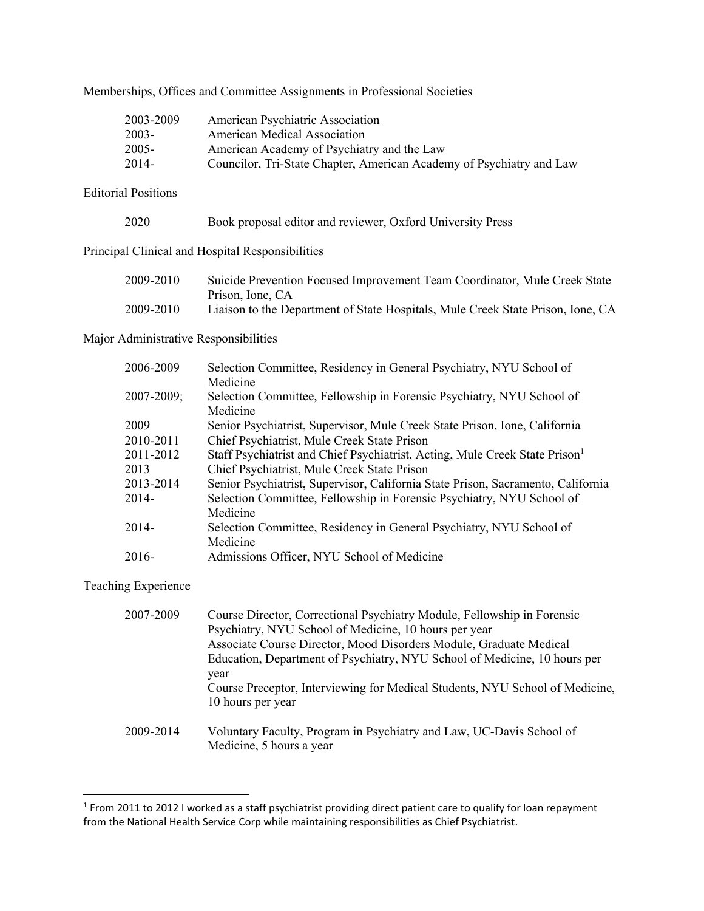Memberships, Offices and Committee Assignments in Professional Societies

| | |
|---|---|
| 2003-2009 | American Psychiatric Association |
| 2003- | American Medical Association |
| 2005- | American Academy of Psychiatry and the Law |
| 2014- | Councilor, Tri-State Chapter, American Academy of Psychiatry and Law |

Editorial Positions

| | |
|---|---|
| 2020 | Book proposal editor and reviewer, Oxford University Press |

Principal Clinical and Hospital Responsibilities

| | |
|---|---|
| 2009-2010 | Suicide Prevention Focused Improvement Team Coordinator, Mule Creek State Prison, Ione, CA |
| 2009-2010 | Liaison to the Department of State Hospitals, Mule Creek State Prison, Ione, CA |

Major Administrative Responsibilities

| | |
|---|---|
| 2006-2009 | Selection Committee, Residency in General Psychiatry, NYU School of Medicine |
| 2007-2009; | Selection Committee, Fellowship in Forensic Psychiatry, NYU School of Medicine |
| 2009 | Senior Psychiatrist, Supervisor, Mule Creek State Prison, Ione, California |
| 2010-2011 | Chief Psychiatrist, Mule Creek State Prison |
| 2011-2012 | Staff Psychiatrist and Chief Psychiatrist, Acting, Mule Creek State Prison[1] |
| 2013 | Chief Psychiatrist, Mule Creek State Prison |
| 2013-2014 | Senior Psychiatrist, Supervisor, California State Prison, Sacramento, California |
| 2014- | Selection Committee, Fellowship in Forensic Psychiatry, NYU School of Medicine |
| 2014- | Selection Committee, Residency in General Psychiatry, NYU School of Medicine |
| 2016- | Admissions Officer, NYU School of Medicine |

Teaching Experience

| | |
|---|---|
| 2007-2009 | Course Director, Correctional Psychiatry Module, Fellowship in Forensic Psychiatry, NYU School of Medicine, 10 hours per year<br>Associate Course Director, Mood Disorders Module, Graduate Medical Education, Department of Psychiatry, NYU School of Medicine, 10 hours per year<br>Course Preceptor, Interviewing for Medical Students, NYU School of Medicine, 10 hours per year |
| 2009-2014 | Voluntary Faculty, Program in Psychiatry and Law, UC-Davis School of Medicine, 5 hours a year |

[1] From 2011 to 2012 I worked as a staff psychiatrist providing direct patient care to qualify for loan repayment from the National Health Service Corp while maintaining responsibilities as Chief Psychiatrist.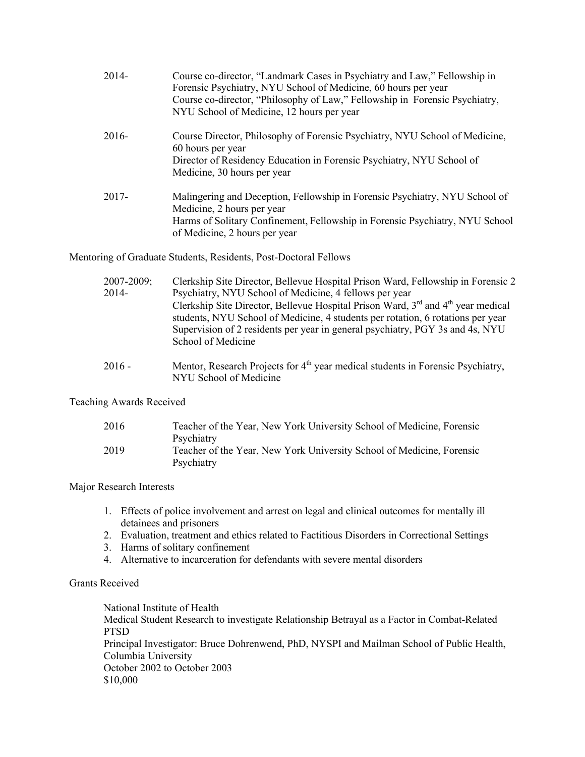| | |
|---|---|
| 2014- | Course co-director, "Landmark Cases in Psychiatry and Law," Fellowship in Forensic Psychiatry, NYU School of Medicine, 60 hours per year<br>Course co-director, "Philosophy of Law," Fellowship in Forensic Psychiatry, NYU School of Medicine, 12 hours per year |
| 2016- | Course Director, Philosophy of Forensic Psychiatry, NYU School of Medicine, 60 hours per year<br>Director of Residency Education in Forensic Psychiatry, NYU School of Medicine, 30 hours per year |
| 2017- | Malingering and Deception, Fellowship in Forensic Psychiatry, NYU School of Medicine, 2 hours per year<br>Harms of Solitary Confinement, Fellowship in Forensic Psychiatry, NYU School of Medicine, 2 hours per year |

Mentoring of Graduate Students, Residents, Post-Doctoral Fellows

| | |
|---|---|
| 2007-2009; 2014- | Clerkship Site Director, Bellevue Hospital Prison Ward, Fellowship in Forensic 2 Psychiatry, NYU School of Medicine, 4 fellows per year<br>Clerkship Site Director, Bellevue Hospital Prison Ward, 3rd and 4th year medical students, NYU School of Medicine, 4 students per rotation, 6 rotations per year<br>Supervision of 2 residents per year in general psychiatry, PGY 3s and 4s, NYU School of Medicine |
| 2016 - | Mentor, Research Projects for 4th year medical students in Forensic Psychiatry, NYU School of Medicine |

Teaching Awards Received

| | |
|---|---|
| 2016 | Teacher of the Year, New York University School of Medicine, Forensic Psychiatry |
| 2019 | Teacher of the Year, New York University School of Medicine, Forensic Psychiatry |

Major Research Interests

1. Effects of police involvement and arrest on legal and clinical outcomes for mentally ill detainees and prisoners
2. Evaluation, treatment and ethics related to Factitious Disorders in Correctional Settings
3. Harms of solitary confinement
4. Alternative to incarceration for defendants with severe mental disorders

Grants Received

National Institute of Health
Medical Student Research to investigate Relationship Betrayal as a Factor in Combat-Related PTSD
Principal Investigator: Bruce Dohrenwend, PhD, NYSPI and Mailman School of Public Health, Columbia University
October 2002 to October 2003
$10,000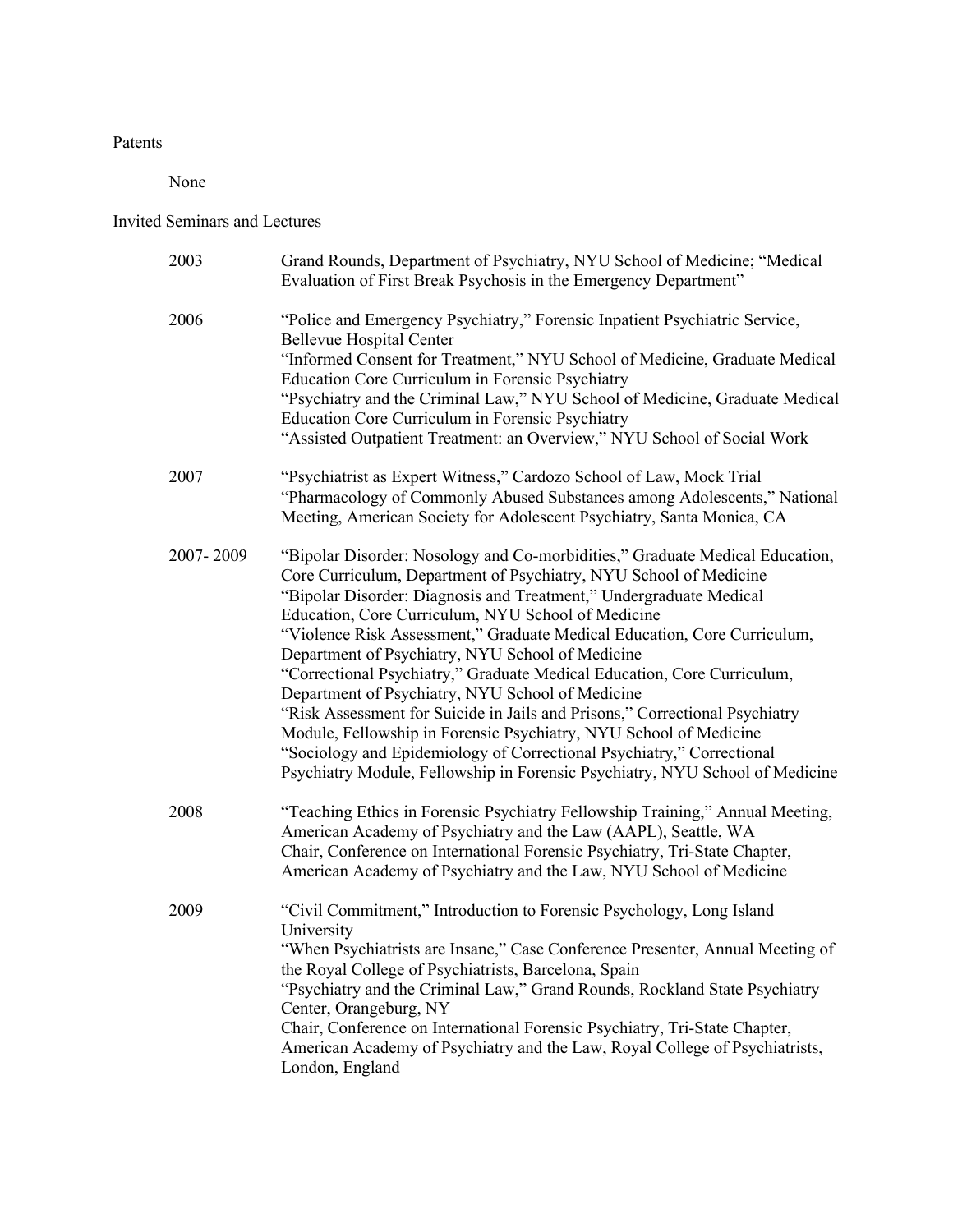Patents

None

Invited Seminars and Lectures

| | |
|---|---|
| 2003 | Grand Rounds, Department of Psychiatry, NYU School of Medicine; "Medical Evaluation of First Break Psychosis in the Emergency Department" |
| 2006 | "Police and Emergency Psychiatry," Forensic Inpatient Psychiatric Service, Bellevue Hospital Center<br>"Informed Consent for Treatment," NYU School of Medicine, Graduate Medical Education Core Curriculum in Forensic Psychiatry<br>"Psychiatry and the Criminal Law," NYU School of Medicine, Graduate Medical Education Core Curriculum in Forensic Psychiatry<br>"Assisted Outpatient Treatment: an Overview," NYU School of Social Work |
| 2007 | "Psychiatrist as Expert Witness," Cardozo School of Law, Mock Trial<br>"Pharmacology of Commonly Abused Substances among Adolescents," National Meeting, American Society for Adolescent Psychiatry, Santa Monica, CA |
| 2007- 2009 | "Bipolar Disorder: Nosology and Co-morbidities," Graduate Medical Education, Core Curriculum, Department of Psychiatry, NYU School of Medicine<br>"Bipolar Disorder: Diagnosis and Treatment," Undergraduate Medical Education, Core Curriculum, NYU School of Medicine<br>"Violence Risk Assessment," Graduate Medical Education, Core Curriculum, Department of Psychiatry, NYU School of Medicine<br>"Correctional Psychiatry," Graduate Medical Education, Core Curriculum, Department of Psychiatry, NYU School of Medicine<br>"Risk Assessment for Suicide in Jails and Prisons," Correctional Psychiatry Module, Fellowship in Forensic Psychiatry, NYU School of Medicine<br>"Sociology and Epidemiology of Correctional Psychiatry," Correctional Psychiatry Module, Fellowship in Forensic Psychiatry, NYU School of Medicine |
| 2008 | "Teaching Ethics in Forensic Psychiatry Fellowship Training," Annual Meeting, American Academy of Psychiatry and the Law (AAPL), Seattle, WA<br>Chair, Conference on International Forensic Psychiatry, Tri-State Chapter, American Academy of Psychiatry and the Law, NYU School of Medicine |
| 2009 | "Civil Commitment," Introduction to Forensic Psychology, Long Island University<br>"When Psychiatrists are Insane," Case Conference Presenter, Annual Meeting of the Royal College of Psychiatrists, Barcelona, Spain<br>"Psychiatry and the Criminal Law," Grand Rounds, Rockland State Psychiatry Center, Orangeburg, NY<br>Chair, Conference on International Forensic Psychiatry, Tri-State Chapter, American Academy of Psychiatry and the Law, Royal College of Psychiatrists, London, England |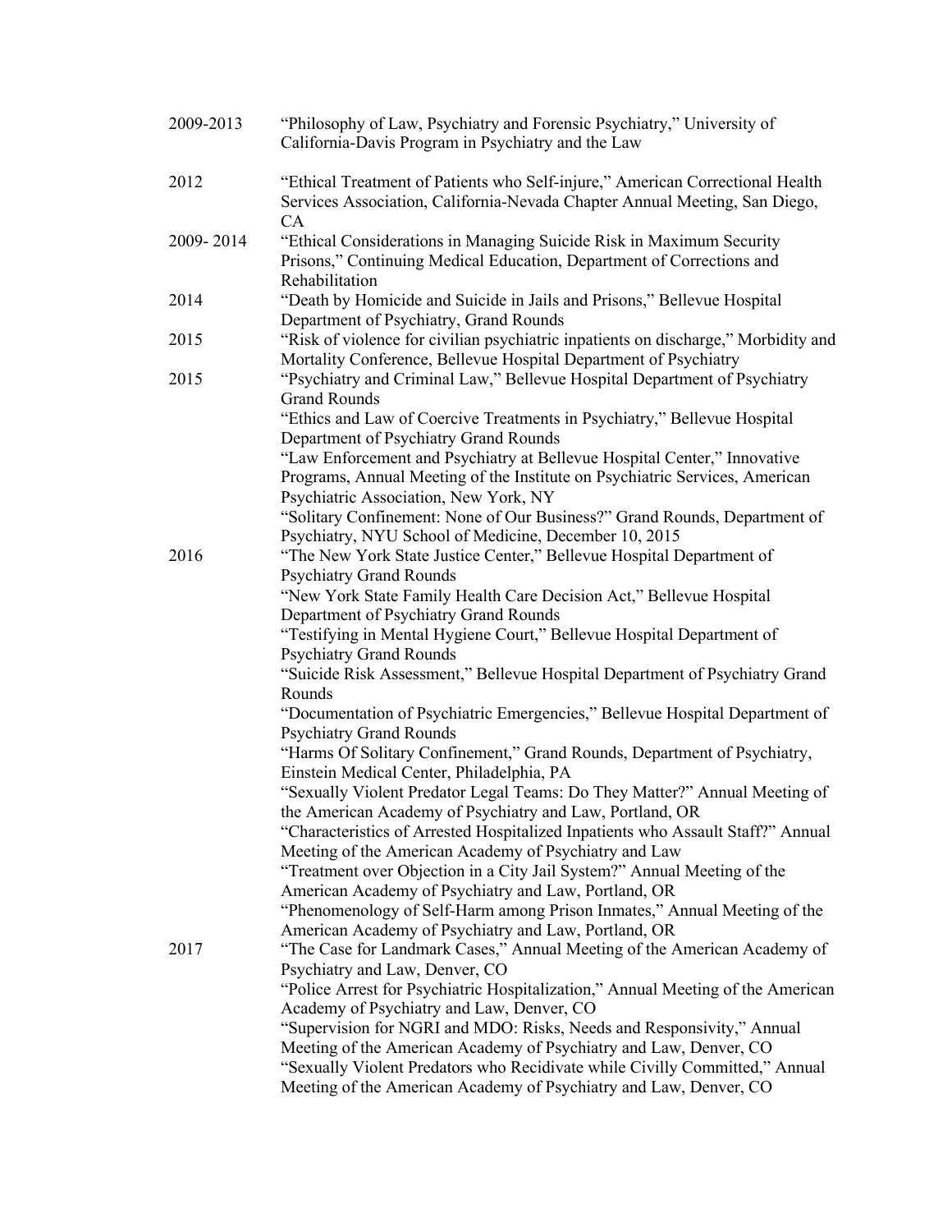2009-2013 "Philosophy of Law, Psychiatry and Forensic Psychiatry," University of California-Davis Program in Psychiatry and the Law

2012 "Ethical Treatment of Patients who Self-injure," American Correctional Health Services Association, California-Nevada Chapter Annual Meeting, San Diego, CA

2009- 2014 "Ethical Considerations in Managing Suicide Risk in Maximum Security Prisons," Continuing Medical Education, Department of Corrections and Rehabilitation

2014 "Death by Homicide and Suicide in Jails and Prisons," Bellevue Hospital Department of Psychiatry, Grand Rounds

2015 "Risk of violence for civilian psychiatric inpatients on discharge," Morbidity and Mortality Conference, Bellevue Hospital Department of Psychiatry

2015 "Psychiatry and Criminal Law," Bellevue Hospital Department of Psychiatry Grand Rounds

"Ethics and Law of Coercive Treatments in Psychiatry," Bellevue Hospital Department of Psychiatry Grand Rounds

"Law Enforcement and Psychiatry at Bellevue Hospital Center," Innovative Programs, Annual Meeting of the Institute on Psychiatric Services, American Psychiatric Association, New York, NY

"Solitary Confinement: None of Our Business?" Grand Rounds, Department of Psychiatry, NYU School of Medicine, December 10, 2015

2016 "The New York State Justice Center," Bellevue Hospital Department of Psychiatry Grand Rounds

"New York State Family Health Care Decision Act," Bellevue Hospital Department of Psychiatry Grand Rounds

"Testifying in Mental Hygiene Court," Bellevue Hospital Department of Psychiatry Grand Rounds

"Suicide Risk Assessment," Bellevue Hospital Department of Psychiatry Grand Rounds

"Documentation of Psychiatric Emergencies," Bellevue Hospital Department of Psychiatry Grand Rounds

"Harms Of Solitary Confinement," Grand Rounds, Department of Psychiatry, Einstein Medical Center, Philadelphia, PA

"Sexually Violent Predator Legal Teams: Do They Matter?" Annual Meeting of the American Academy of Psychiatry and Law, Portland, OR

"Characteristics of Arrested Hospitalized Inpatients who Assault Staff?" Annual Meeting of the American Academy of Psychiatry and Law

"Treatment over Objection in a City Jail System?" Annual Meeting of the American Academy of Psychiatry and Law, Portland, OR

"Phenomenology of Self-Harm among Prison Inmates," Annual Meeting of the American Academy of Psychiatry and Law, Portland, OR

2017 "The Case for Landmark Cases," Annual Meeting of the American Academy of Psychiatry and Law, Denver, CO

"Police Arrest for Psychiatric Hospitalization," Annual Meeting of the American Academy of Psychiatry and Law, Denver, CO

"Supervision for NGRI and MDO: Risks, Needs and Responsivity," Annual Meeting of the American Academy of Psychiatry and Law, Denver, CO

"Sexually Violent Predators who Recidivate while Civilly Committed," Annual Meeting of the American Academy of Psychiatry and Law, Denver, CO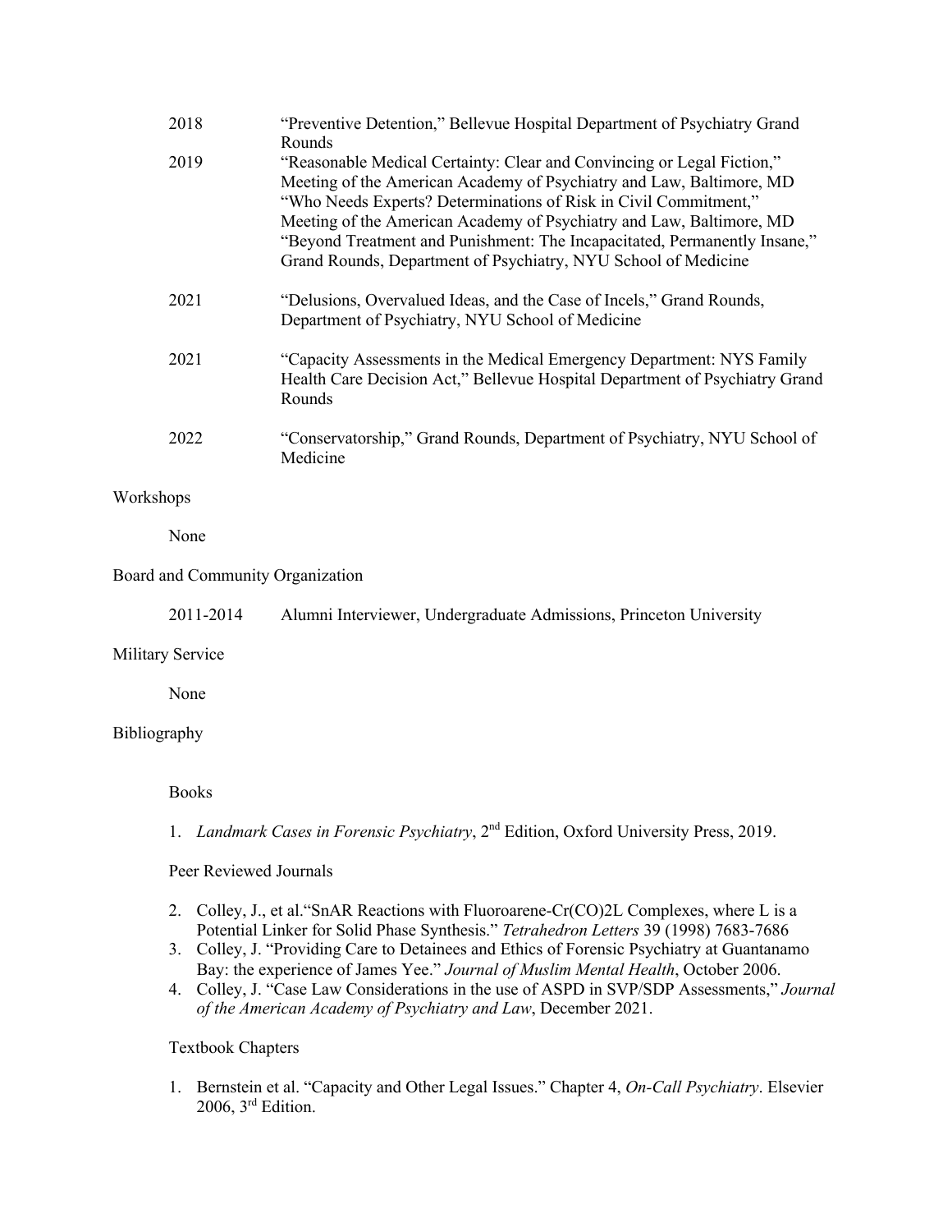| | |
|---|---|
| 2018 | "Preventive Detention," Bellevue Hospital Department of Psychiatry Grand Rounds |
| 2019 | "Reasonable Medical Certainty: Clear and Convincing or Legal Fiction," Meeting of the American Academy of Psychiatry and Law, Baltimore, MD |
| | "Who Needs Experts? Determinations of Risk in Civil Commitment," Meeting of the American Academy of Psychiatry and Law, Baltimore, MD |
| | "Beyond Treatment and Punishment: The Incapacitated, Permanently Insane," Grand Rounds, Department of Psychiatry, NYU School of Medicine |
| 2021 | "Delusions, Overvalued Ideas, and the Case of Incels," Grand Rounds, Department of Psychiatry, NYU School of Medicine |
| 2021 | "Capacity Assessments in the Medical Emergency Department: NYS Family Health Care Decision Act," Bellevue Hospital Department of Psychiatry Grand Rounds |
| 2022 | "Conservatorship," Grand Rounds, Department of Psychiatry, NYU School of Medicine |

Workshops

None

Board and Community Organization

2011-2014 Alumni Interviewer, Undergraduate Admissions, Princeton University

Military Service

None

Bibliography

Books

1. *Landmark Cases in Forensic Psychiatry*, 2nd Edition, Oxford University Press, 2019.

Peer Reviewed Journals

2. Colley, J., et al."SnAR Reactions with Fluoroarene-Cr(CO)2L Complexes, where L is a Potential Linker for Solid Phase Synthesis." *Tetrahedron Letters* 39 (1998) 7683-7686
3. Colley, J. "Providing Care to Detainees and Ethics of Forensic Psychiatry at Guantanamo Bay: the experience of James Yee." *Journal of Muslim Mental Health*, October 2006.
4. Colley, J. "Case Law Considerations in the use of ASPD in SVP/SDP Assessments," *Journal of the American Academy of Psychiatry and Law*, December 2021.

Textbook Chapters

1. Bernstein et al. "Capacity and Other Legal Issues." Chapter 4, *On-Call Psychiatry*. Elsevier 2006, 3rd Edition.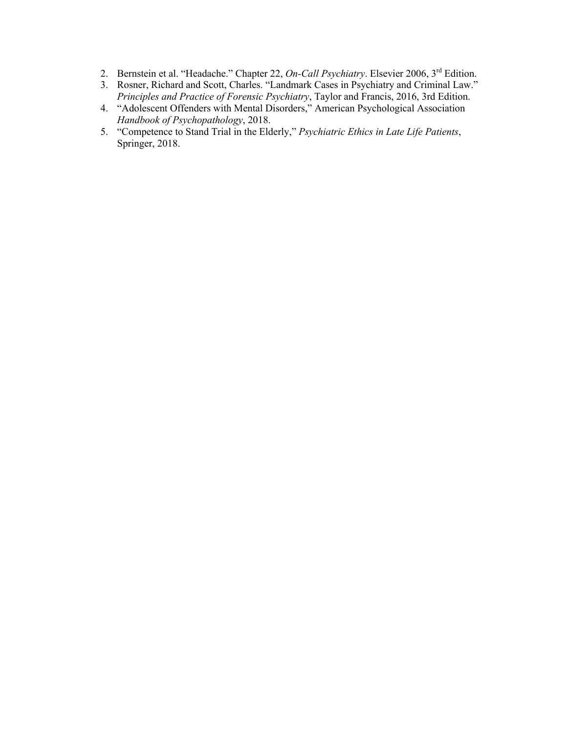2. Bernstein et al. "Headache." Chapter 22, *On-Call Psychiatry*. Elsevier 2006, 3rd Edition.
3. Rosner, Richard and Scott, Charles. "Landmark Cases in Psychiatry and Criminal Law." *Principles and Practice of Forensic Psychiatry*, Taylor and Francis, 2016, 3rd Edition.
4. "Adolescent Offenders with Mental Disorders," American Psychological Association *Handbook of Psychopathology*, 2018.
5. "Competence to Stand Trial in the Elderly," *Psychiatric Ethics in Late Life Patients*, Springer, 2018.